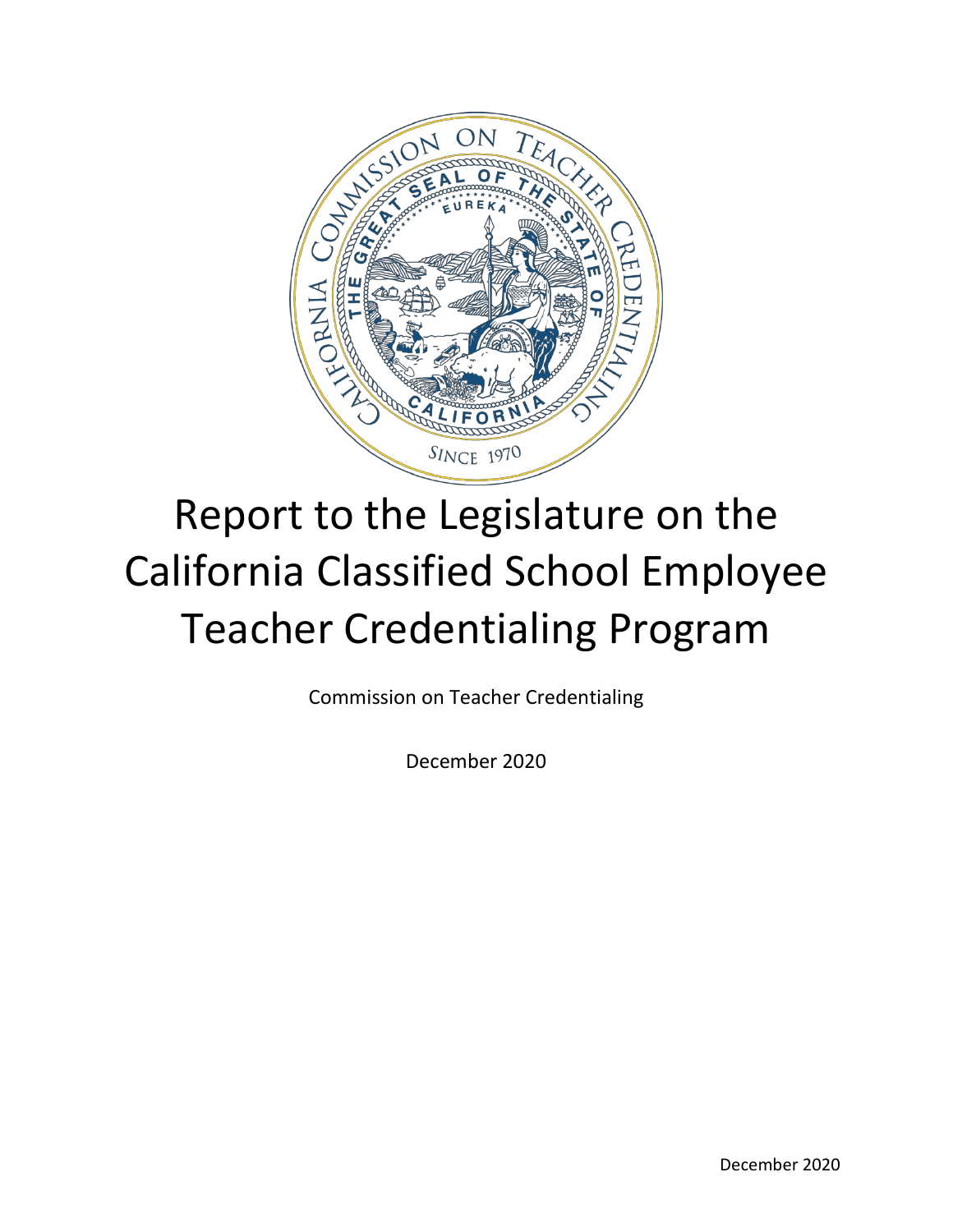# Report to the Legislature on the California Classified School Employee Teacher Credentialing Program

Commission on Teacher Credentialing

December 2020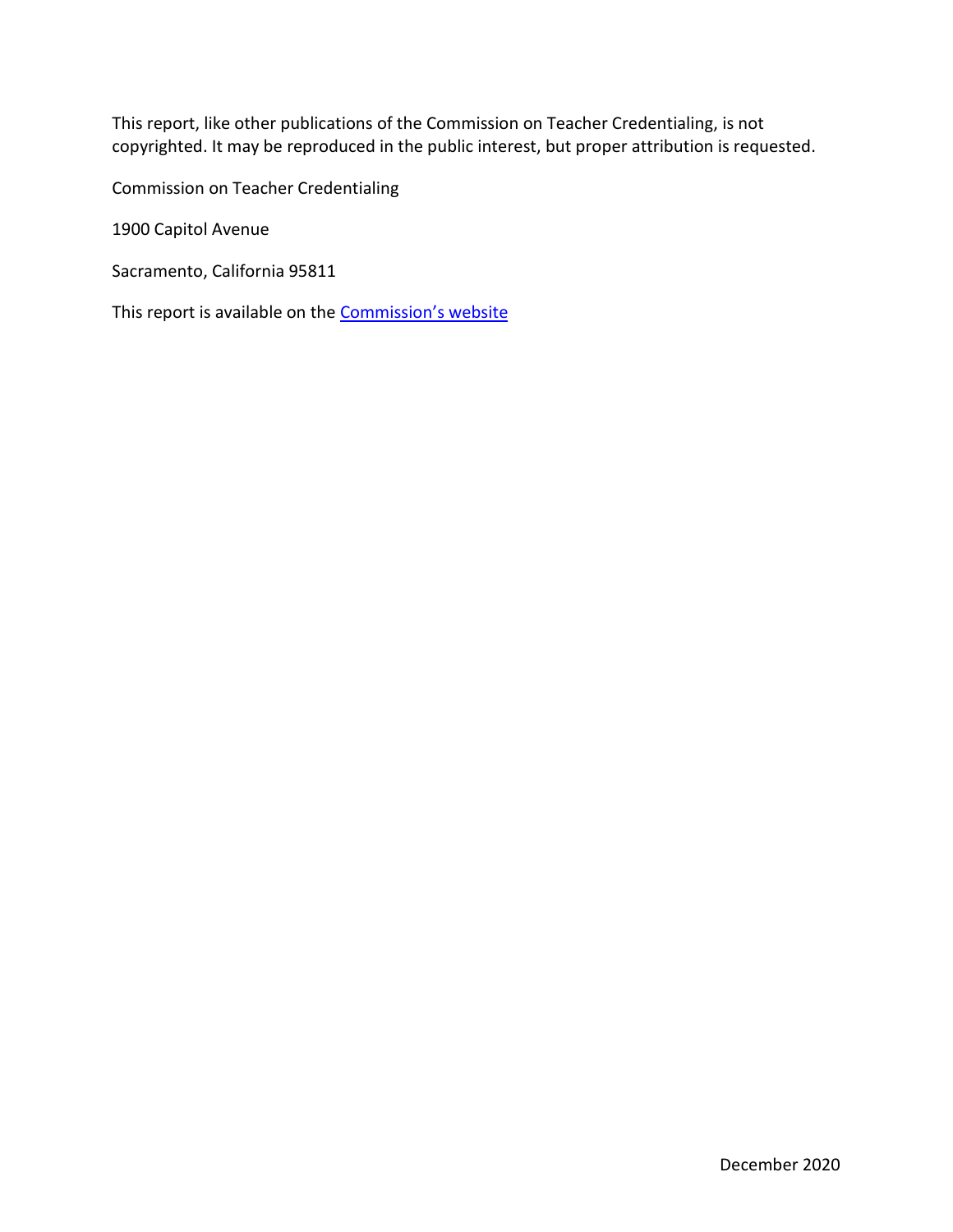This report, like other publications of the Commission on Teacher Credentialing, is not copyrighted. It may be reproduced in the public interest, but proper attribution is requested.

Commission on Teacher Credentialing

1900 Capitol Avenue

Sacramento, California 95811

This report is available on the [Commission's website]

December 2020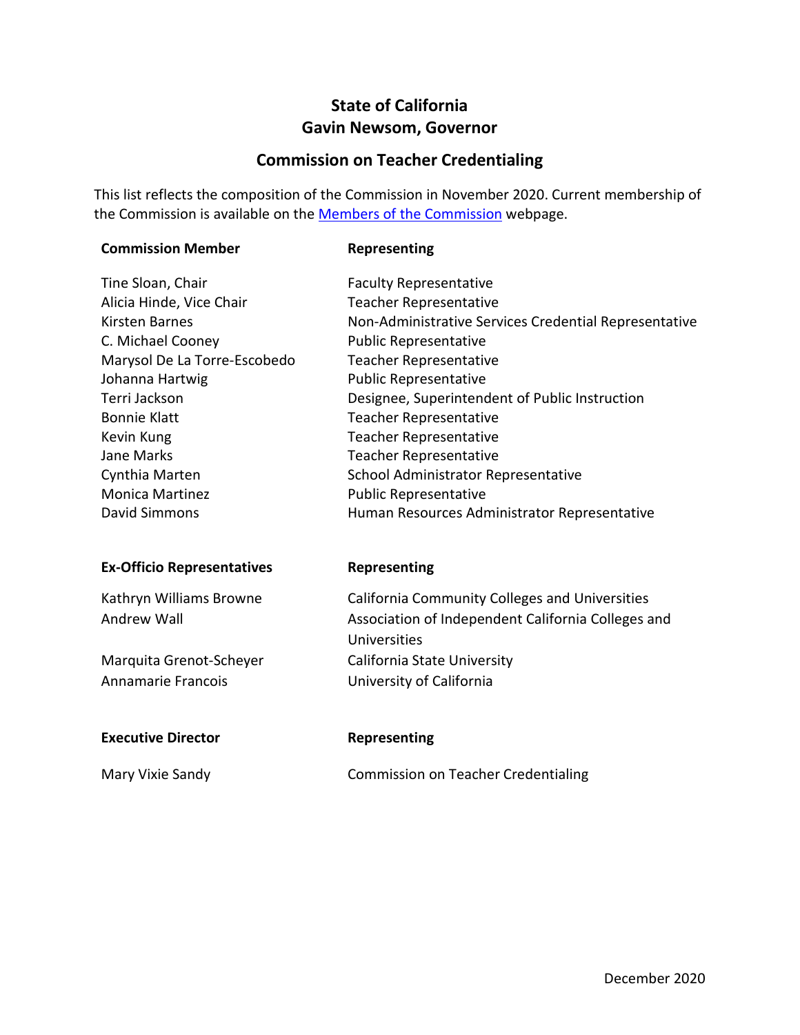# State of California
# Gavin Newsom, Governor

## Commission on Teacher Credentialing

This list reflects the composition of the Commission in November 2020. Current membership of the Commission is available on the Members of the Commission webpage.

| Commission Member | Representing |
| --- | --- |
| Tine Sloan, Chair | Faculty Representative |
| Alicia Hinde, Vice Chair | Teacher Representative |
| Kirsten Barnes | Non-Administrative Services Credential Representative |
| C. Michael Cooney | Public Representative |
| Marysol De La Torre-Escobedo | Teacher Representative |
| Johanna Hartwig | Public Representative |
| Terri Jackson | Designee, Superintendent of Public Instruction |
| Bonnie Klatt | Teacher Representative |
| Kevin Kung | Teacher Representative |
| Jane Marks | Teacher Representative |
| Cynthia Marten | School Administrator Representative |
| Monica Martinez | Public Representative |
| David Simmons | Human Resources Administrator Representative |

| Ex-Officio Representatives | Representing |
| --- | --- |
| Kathryn Williams Browne | California Community Colleges and Universities |
| Andrew Wall | Association of Independent California Colleges and Universities |
| Marquita Grenot-Scheyer | California State University |
| Annamarie Francois | University of California |

| Executive Director | Representing |
| --- | --- |
| Mary Vixie Sandy | Commission on Teacher Credentialing |

December 2020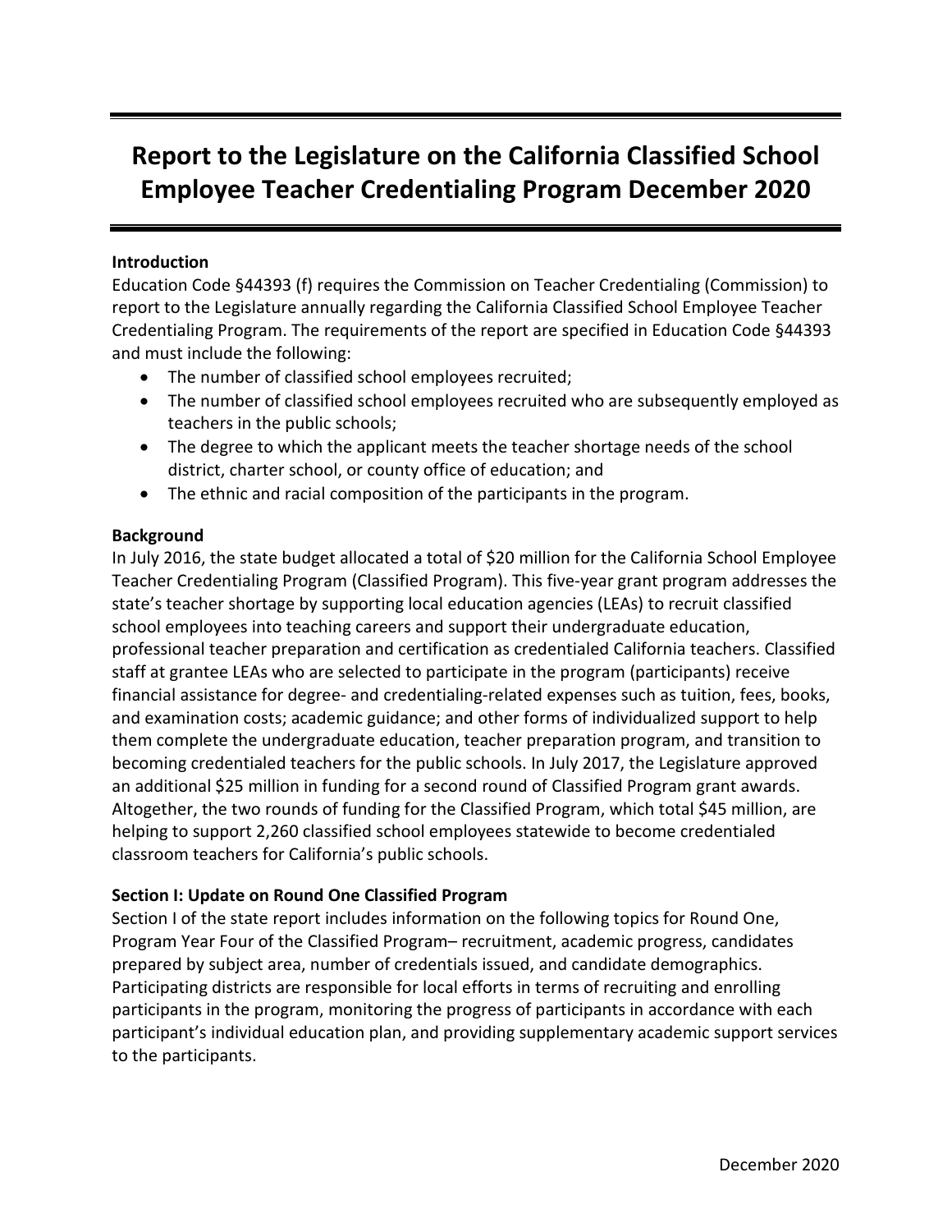# Report to the Legislature on the California Classified School Employee Teacher Credentialing Program December 2020

**Introduction**

Education Code §44393 (f) requires the Commission on Teacher Credentialing (Commission) to report to the Legislature annually regarding the California Classified School Employee Teacher Credentialing Program. The requirements of the report are specified in Education Code §44393 and must include the following:

- The number of classified school employees recruited;
- The number of classified school employees recruited who are subsequently employed as teachers in the public schools;
- The degree to which the applicant meets the teacher shortage needs of the school district, charter school, or county office of education; and
- The ethnic and racial composition of the participants in the program.

**Background**

In July 2016, the state budget allocated a total of $20 million for the California School Employee Teacher Credentialing Program (Classified Program). This five-year grant program addresses the state's teacher shortage by supporting local education agencies (LEAs) to recruit classified school employees into teaching careers and support their undergraduate education, professional teacher preparation and certification as credentialed California teachers. Classified staff at grantee LEAs who are selected to participate in the program (participants) receive financial assistance for degree- and credentialing-related expenses such as tuition, fees, books, and examination costs; academic guidance; and other forms of individualized support to help them complete the undergraduate education, teacher preparation program, and transition to becoming credentialed teachers for the public schools. In July 2017, the Legislature approved an additional $25 million in funding for a second round of Classified Program grant awards. Altogether, the two rounds of funding for the Classified Program, which total $45 million, are helping to support 2,260 classified school employees statewide to become credentialed classroom teachers for California's public schools.

**Section I: Update on Round One Classified Program**

Section I of the state report includes information on the following topics for Round One, Program Year Four of the Classified Program– recruitment, academic progress, candidates prepared by subject area, number of credentials issued, and candidate demographics. Participating districts are responsible for local efforts in terms of recruiting and enrolling participants in the program, monitoring the progress of participants in accordance with each participant's individual education plan, and providing supplementary academic support services to the participants.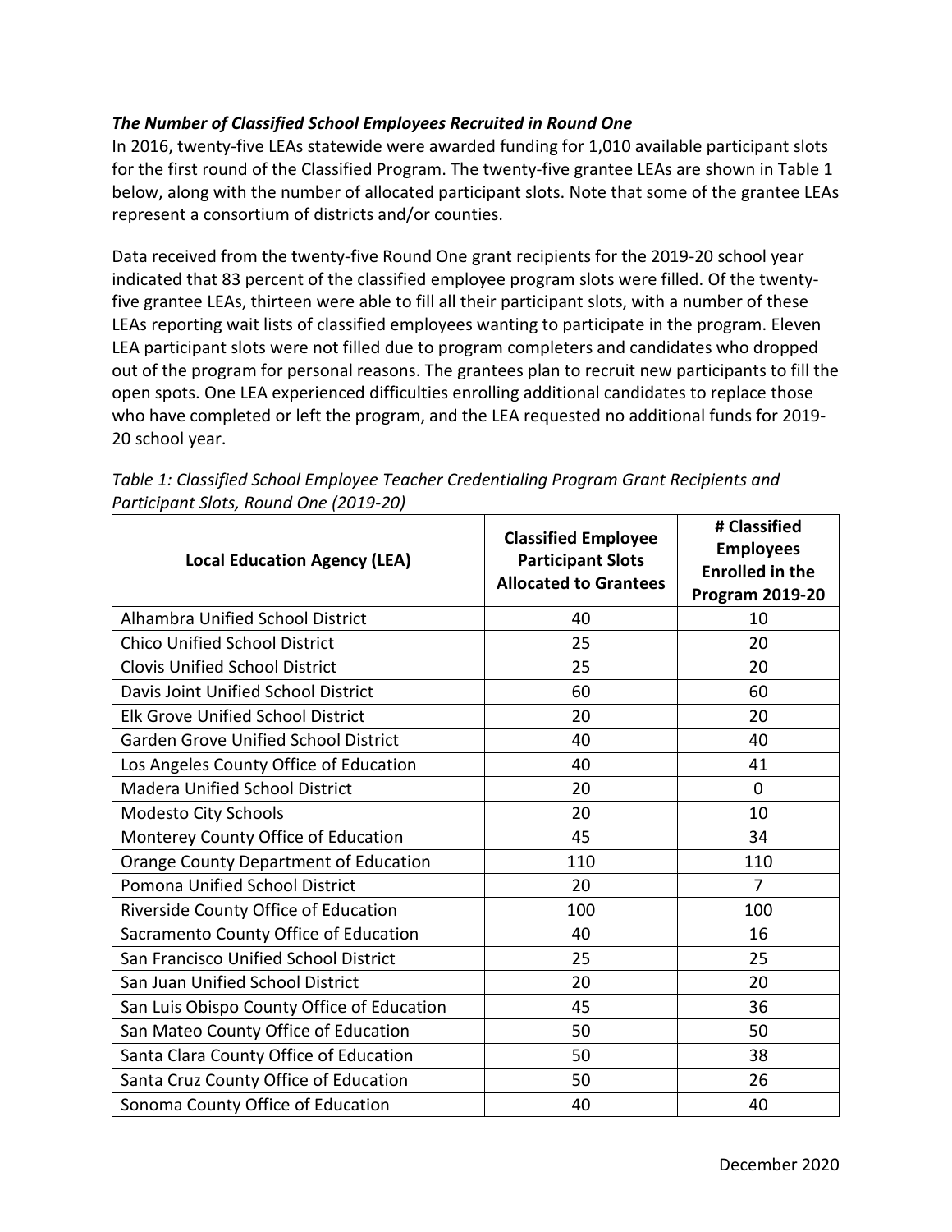### *The Number of Classified School Employees Recruited in Round One*

In 2016, twenty-five LEAs statewide were awarded funding for 1,010 available participant slots for the first round of the Classified Program. The twenty-five grantee LEAs are shown in Table 1 below, along with the number of allocated participant slots. Note that some of the grantee LEAs represent a consortium of districts and/or counties.

Data received from the twenty-five Round One grant recipients for the 2019-20 school year indicated that 83 percent of the classified employee program slots were filled. Of the twenty-five grantee LEAs, thirteen were able to fill all their participant slots, with a number of these LEAs reporting wait lists of classified employees wanting to participate in the program. Eleven LEA participant slots were not filled due to program completers and candidates who dropped out of the program for personal reasons. The grantees plan to recruit new participants to fill the open spots. One LEA experienced difficulties enrolling additional candidates to replace those who have completed or left the program, and the LEA requested no additional funds for 2019-20 school year.

*Table 1: Classified School Employee Teacher Credentialing Program Grant Recipients and Participant Slots, Round One (2019-20)*

| Local Education Agency (LEA) | Classified Employee Participant Slots Allocated to Grantees | # Classified Employees Enrolled in the Program 2019-20 |
|---|---|---|
| Alhambra Unified School District | 40 | 10 |
| Chico Unified School District | 25 | 20 |
| Clovis Unified School District | 25 | 20 |
| Davis Joint Unified School District | 60 | 60 |
| Elk Grove Unified School District | 20 | 20 |
| Garden Grove Unified School District | 40 | 40 |
| Los Angeles County Office of Education | 40 | 41 |
| Madera Unified School District | 20 | 0 |
| Modesto City Schools | 20 | 10 |
| Monterey County Office of Education | 45 | 34 |
| Orange County Department of Education | 110 | 110 |
| Pomona Unified School District | 20 | 7 |
| Riverside County Office of Education | 100 | 100 |
| Sacramento County Office of Education | 40 | 16 |
| San Francisco Unified School District | 25 | 25 |
| San Juan Unified School District | 20 | 20 |
| San Luis Obispo County Office of Education | 45 | 36 |
| San Mateo County Office of Education | 50 | 50 |
| Santa Clara County Office of Education | 50 | 38 |
| Santa Cruz County Office of Education | 50 | 26 |
| Sonoma County Office of Education | 40 | 40 |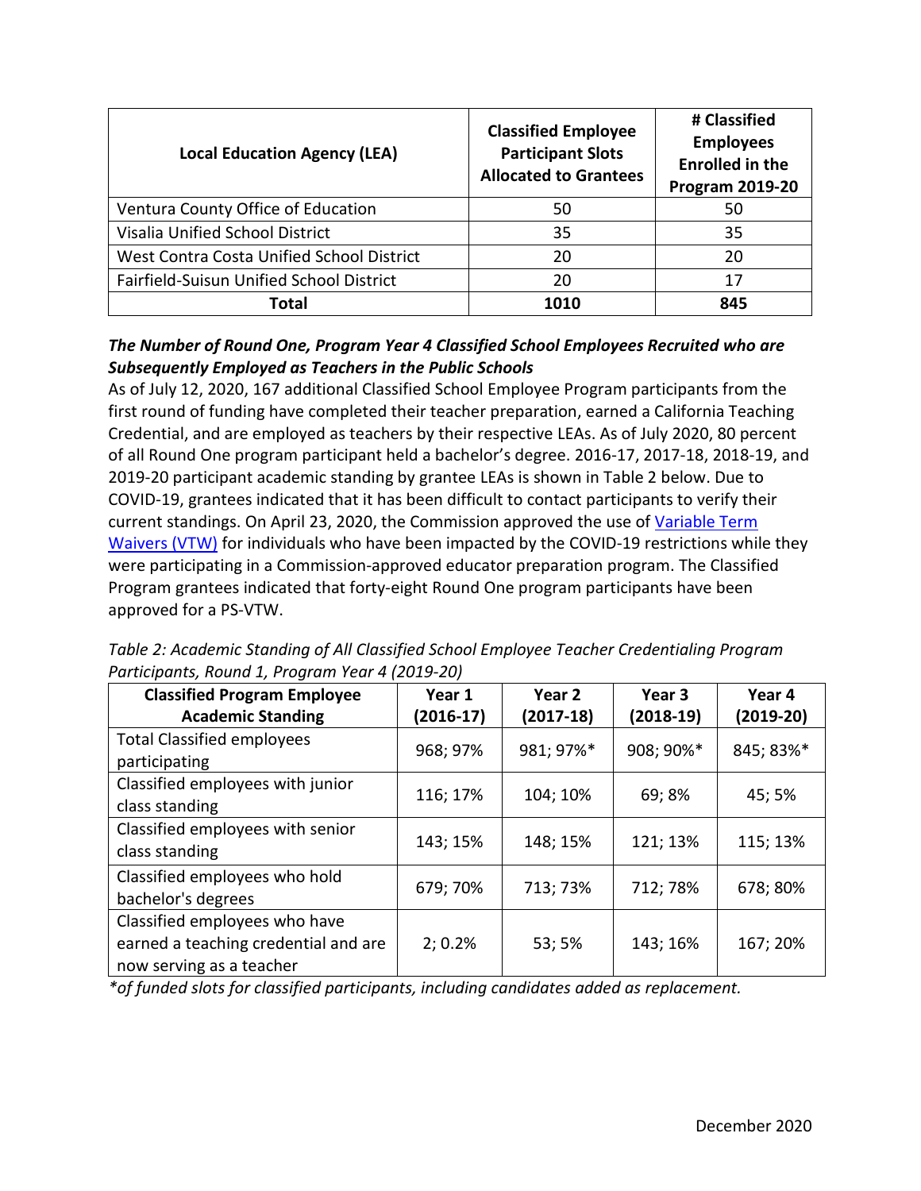| Local Education Agency (LEA) | Classified Employee Participant Slots Allocated to Grantees | # Classified Employees Enrolled in the Program 2019-20 |
|---|---|---|
| Ventura County Office of Education | 50 | 50 |
| Visalia Unified School District | 35 | 35 |
| West Contra Costa Unified School District | 20 | 20 |
| Fairfield-Suisun Unified School District | 20 | 17 |
| **Total** | **1010** | **845** |

***The Number of Round One, Program Year 4 Classified School Employees Recruited who are Subsequently Employed as Teachers in the Public Schools***

As of July 12, 2020, 167 additional Classified School Employee Program participants from the first round of funding have completed their teacher preparation, earned a California Teaching Credential, and are employed as teachers by their respective LEAs. As of July 2020, 80 percent of all Round One program participant held a bachelor's degree. 2016-17, 2017-18, 2018-19, and 2019-20 participant academic standing by grantee LEAs is shown in Table 2 below. Due to COVID-19, grantees indicated that it has been difficult to contact participants to verify their current standings. On April 23, 2020, the Commission approved the use of Variable Term Waivers (VTW) for individuals who have been impacted by the COVID-19 restrictions while they were participating in a Commission-approved educator preparation program. The Classified Program grantees indicated that forty-eight Round One program participants have been approved for a PS-VTW.

*Table 2: Academic Standing of All Classified School Employee Teacher Credentialing Program Participants, Round 1, Program Year 4 (2019-20)*

| Classified Program Employee Academic Standing | Year 1 (2016-17) | Year 2 (2017-18) | Year 3 (2018-19) | Year 4 (2019-20) |
|---|---|---|---|---|
| Total Classified employees participating | 968; 97% | 981; 97%* | 908; 90%* | 845; 83%* |
| Classified employees with junior class standing | 116; 17% | 104; 10% | 69; 8% | 45; 5% |
| Classified employees with senior class standing | 143; 15% | 148; 15% | 121; 13% | 115; 13% |
| Classified employees who hold bachelor's degrees | 679; 70% | 713; 73% | 712; 78% | 678; 80% |
| Classified employees who have earned a teaching credential and are now serving as a teacher | 2; 0.2% | 53; 5% | 143; 16% | 167; 20% |

**of funded slots for classified participants, including candidates added as replacement.*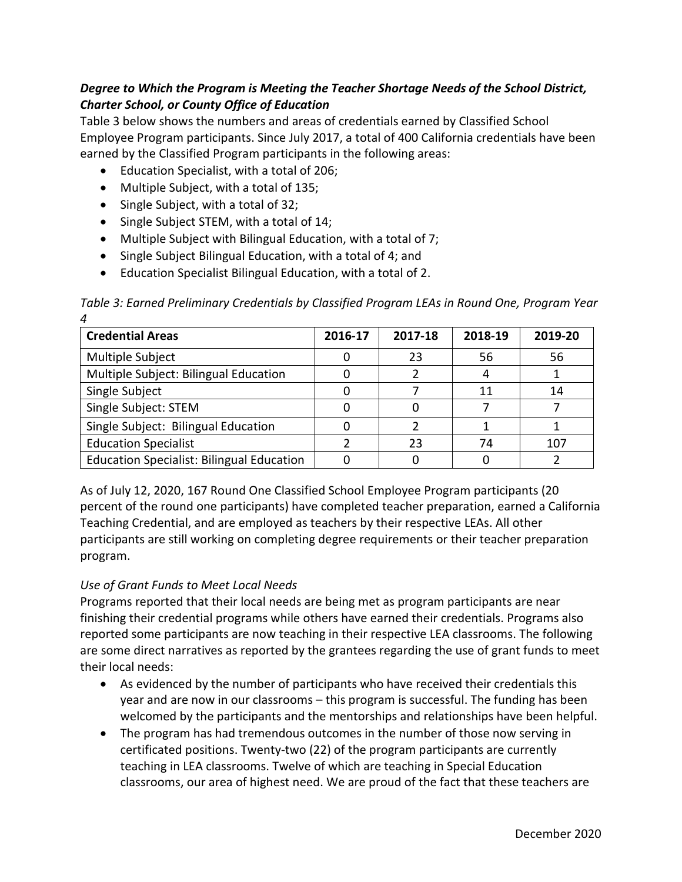***Degree to Which the Program is Meeting the Teacher Shortage Needs of the School District, Charter School, or County Office of Education***

Table 3 below shows the numbers and areas of credentials earned by Classified School Employee Program participants. Since July 2017, a total of 400 California credentials have been earned by the Classified Program participants in the following areas:

- Education Specialist, with a total of 206;
- Multiple Subject, with a total of 135;
- Single Subject, with a total of 32;
- Single Subject STEM, with a total of 14;
- Multiple Subject with Bilingual Education, with a total of 7;
- Single Subject Bilingual Education, with a total of 4; and
- Education Specialist Bilingual Education, with a total of 2.

*Table 3: Earned Preliminary Credentials by Classified Program LEAs in Round One, Program Year 4*

| Credential Areas | 2016-17 | 2017-18 | 2018-19 | 2019-20 |
|---|---|---|---|---|
| Multiple Subject | 0 | 23 | 56 | 56 |
| Multiple Subject: Bilingual Education | 0 | 2 | 4 | 1 |
| Single Subject | 0 | 7 | 11 | 14 |
| Single Subject: STEM | 0 | 0 | 7 | 7 |
| Single Subject: Bilingual Education | 0 | 2 | 1 | 1 |
| Education Specialist | 2 | 23 | 74 | 107 |
| Education Specialist: Bilingual Education | 0 | 0 | 0 | 2 |

As of July 12, 2020, 167 Round One Classified School Employee Program participants (20 percent of the round one participants) have completed teacher preparation, earned a California Teaching Credential, and are employed as teachers by their respective LEAs. All other participants are still working on completing degree requirements or their teacher preparation program.

*Use of Grant Funds to Meet Local Needs*

Programs reported that their local needs are being met as program participants are near finishing their credential programs while others have earned their credentials. Programs also reported some participants are now teaching in their respective LEA classrooms. The following are some direct narratives as reported by the grantees regarding the use of grant funds to meet their local needs:

- As evidenced by the number of participants who have received their credentials this year and are now in our classrooms – this program is successful. The funding has been welcomed by the participants and the mentorships and relationships have been helpful.
- The program has had tremendous outcomes in the number of those now serving in certificated positions. Twenty-two (22) of the program participants are currently teaching in LEA classrooms. Twelve of which are teaching in Special Education classrooms, our area of highest need. We are proud of the fact that these teachers are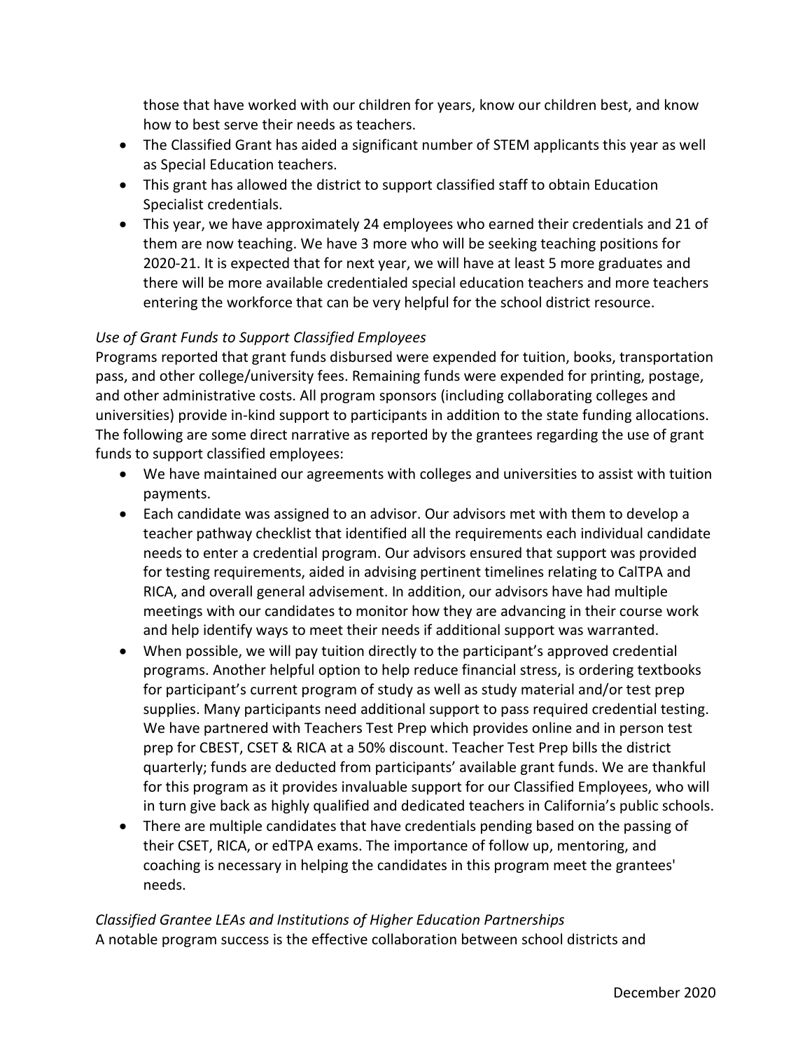those that have worked with our children for years, know our children best, and know how to best serve their needs as teachers.

- The Classified Grant has aided a significant number of STEM applicants this year as well as Special Education teachers.
- This grant has allowed the district to support classified staff to obtain Education Specialist credentials.
- This year, we have approximately 24 employees who earned their credentials and 21 of them are now teaching. We have 3 more who will be seeking teaching positions for 2020-21. It is expected that for next year, we will have at least 5 more graduates and there will be more available credentialed special education teachers and more teachers entering the workforce that can be very helpful for the school district resource.

*Use of Grant Funds to Support Classified Employees*

Programs reported that grant funds disbursed were expended for tuition, books, transportation pass, and other college/university fees. Remaining funds were expended for printing, postage, and other administrative costs. All program sponsors (including collaborating colleges and universities) provide in-kind support to participants in addition to the state funding allocations. The following are some direct narrative as reported by the grantees regarding the use of grant funds to support classified employees:

- We have maintained our agreements with colleges and universities to assist with tuition payments.
- Each candidate was assigned to an advisor. Our advisors met with them to develop a teacher pathway checklist that identified all the requirements each individual candidate needs to enter a credential program. Our advisors ensured that support was provided for testing requirements, aided in advising pertinent timelines relating to CalTPA and RICA, and overall general advisement. In addition, our advisors have had multiple meetings with our candidates to monitor how they are advancing in their course work and help identify ways to meet their needs if additional support was warranted.
- When possible, we will pay tuition directly to the participant's approved credential programs. Another helpful option to help reduce financial stress, is ordering textbooks for participant's current program of study as well as study material and/or test prep supplies. Many participants need additional support to pass required credential testing. We have partnered with Teachers Test Prep which provides online and in person test prep for CBEST, CSET & RICA at a 50% discount. Teacher Test Prep bills the district quarterly; funds are deducted from participants' available grant funds. We are thankful for this program as it provides invaluable support for our Classified Employees, who will in turn give back as highly qualified and dedicated teachers in California's public schools.
- There are multiple candidates that have credentials pending based on the passing of their CSET, RICA, or edTPA exams. The importance of follow up, mentoring, and coaching is necessary in helping the candidates in this program meet the grantees' needs.

*Classified Grantee LEAs and Institutions of Higher Education Partnerships*

A notable program success is the effective collaboration between school districts and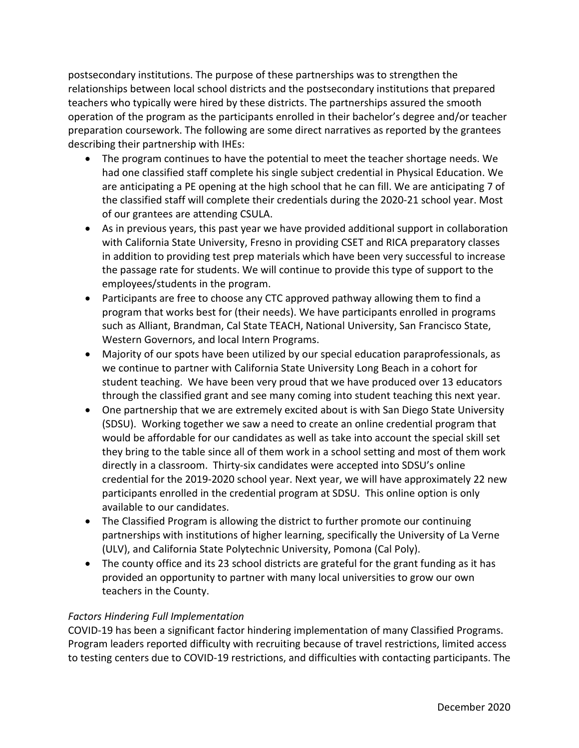postsecondary institutions. The purpose of these partnerships was to strengthen the relationships between local school districts and the postsecondary institutions that prepared teachers who typically were hired by these districts. The partnerships assured the smooth operation of the program as the participants enrolled in their bachelor's degree and/or teacher preparation coursework. The following are some direct narratives as reported by the grantees describing their partnership with IHEs:

- The program continues to have the potential to meet the teacher shortage needs. We had one classified staff complete his single subject credential in Physical Education. We are anticipating a PE opening at the high school that he can fill. We are anticipating 7 of the classified staff will complete their credentials during the 2020-21 school year. Most of our grantees are attending CSULA.
- As in previous years, this past year we have provided additional support in collaboration with California State University, Fresno in providing CSET and RICA preparatory classes in addition to providing test prep materials which have been very successful to increase the passage rate for students. We will continue to provide this type of support to the employees/students in the program.
- Participants are free to choose any CTC approved pathway allowing them to find a program that works best for (their needs). We have participants enrolled in programs such as Alliant, Brandman, Cal State TEACH, National University, San Francisco State, Western Governors, and local Intern Programs.
- Majority of our spots have been utilized by our special education paraprofessionals, as we continue to partner with California State University Long Beach in a cohort for student teaching. We have been very proud that we have produced over 13 educators through the classified grant and see many coming into student teaching this next year.
- One partnership that we are extremely excited about is with San Diego State University (SDSU). Working together we saw a need to create an online credential program that would be affordable for our candidates as well as take into account the special skill set they bring to the table since all of them work in a school setting and most of them work directly in a classroom. Thirty-six candidates were accepted into SDSU's online credential for the 2019-2020 school year. Next year, we will have approximately 22 new participants enrolled in the credential program at SDSU. This online option is only available to our candidates.
- The Classified Program is allowing the district to further promote our continuing partnerships with institutions of higher learning, specifically the University of La Verne (ULV), and California State Polytechnic University, Pomona (Cal Poly).
- The county office and its 23 school districts are grateful for the grant funding as it has provided an opportunity to partner with many local universities to grow our own teachers in the County.

*Factors Hindering Full Implementation*

COVID-19 has been a significant factor hindering implementation of many Classified Programs. Program leaders reported difficulty with recruiting because of travel restrictions, limited access to testing centers due to COVID-19 restrictions, and difficulties with contacting participants. The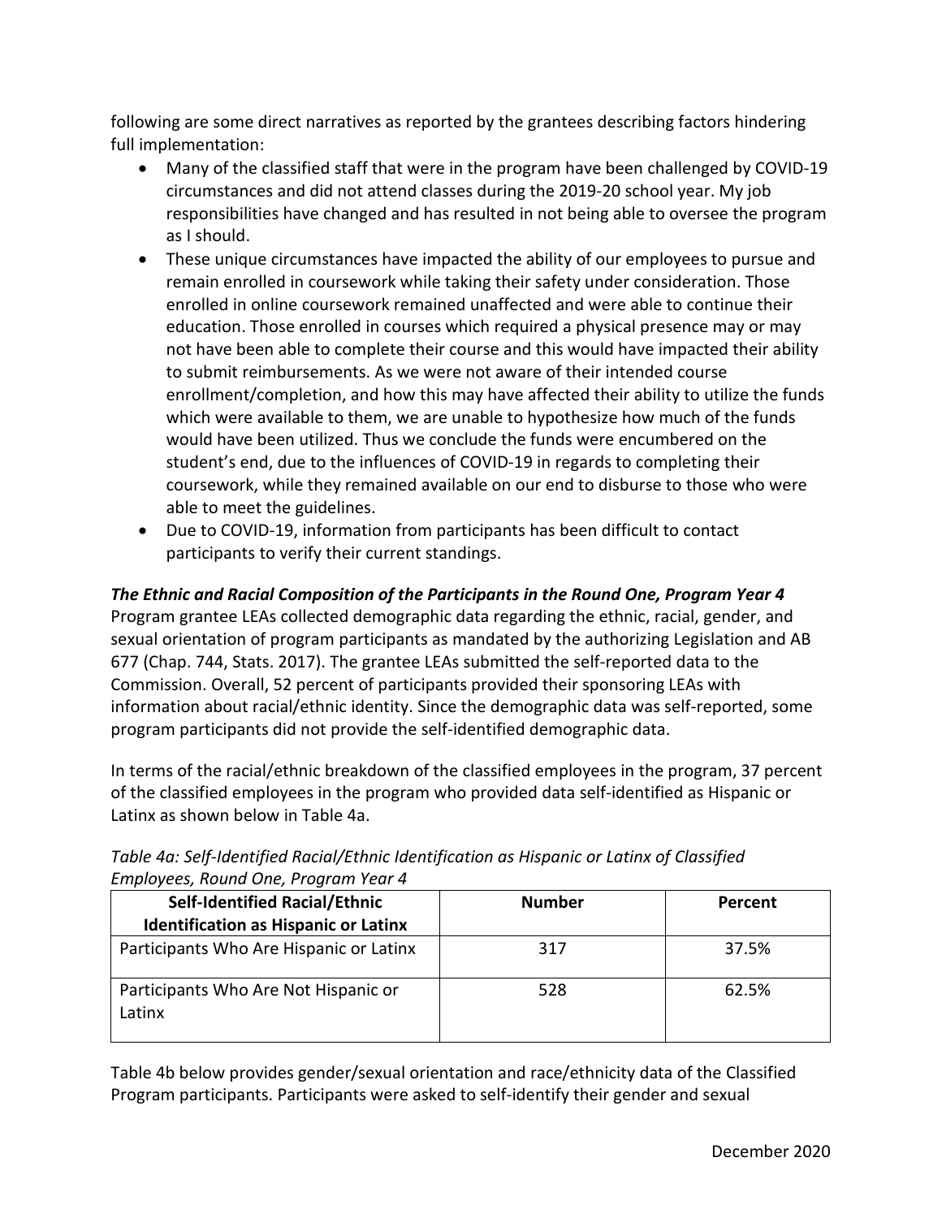following are some direct narratives as reported by the grantees describing factors hindering full implementation:

- Many of the classified staff that were in the program have been challenged by COVID-19 circumstances and did not attend classes during the 2019-20 school year. My job responsibilities have changed and has resulted in not being able to oversee the program as I should.
- These unique circumstances have impacted the ability of our employees to pursue and remain enrolled in coursework while taking their safety under consideration. Those enrolled in online coursework remained unaffected and were able to continue their education. Those enrolled in courses which required a physical presence may or may not have been able to complete their course and this would have impacted their ability to submit reimbursements. As we were not aware of their intended course enrollment/completion, and how this may have affected their ability to utilize the funds which were available to them, we are unable to hypothesize how much of the funds would have been utilized. Thus we conclude the funds were encumbered on the student's end, due to the influences of COVID-19 in regards to completing their coursework, while they remained available on our end to disburse to those who were able to meet the guidelines.
- Due to COVID-19, information from participants has been difficult to contact participants to verify their current standings.

***The Ethnic and Racial Composition of the Participants in the Round One, Program Year 4***

Program grantee LEAs collected demographic data regarding the ethnic, racial, gender, and sexual orientation of program participants as mandated by the authorizing Legislation and AB 677 (Chap. 744, Stats. 2017). The grantee LEAs submitted the self-reported data to the Commission. Overall, 52 percent of participants provided their sponsoring LEAs with information about racial/ethnic identity. Since the demographic data was self-reported, some program participants did not provide the self-identified demographic data.

In terms of the racial/ethnic breakdown of the classified employees in the program, 37 percent of the classified employees in the program who provided data self-identified as Hispanic or Latinx as shown below in Table 4a.

*Table 4a: Self-Identified Racial/Ethnic Identification as Hispanic or Latinx of Classified Employees, Round One, Program Year 4*

| Self-Identified Racial/Ethnic Identification as Hispanic or Latinx | Number | Percent |
|---|---|---|
| Participants Who Are Hispanic or Latinx | 317 | 37.5% |
| Participants Who Are Not Hispanic or Latinx | 528 | 62.5% |

Table 4b below provides gender/sexual orientation and race/ethnicity data of the Classified Program participants. Participants were asked to self-identify their gender and sexual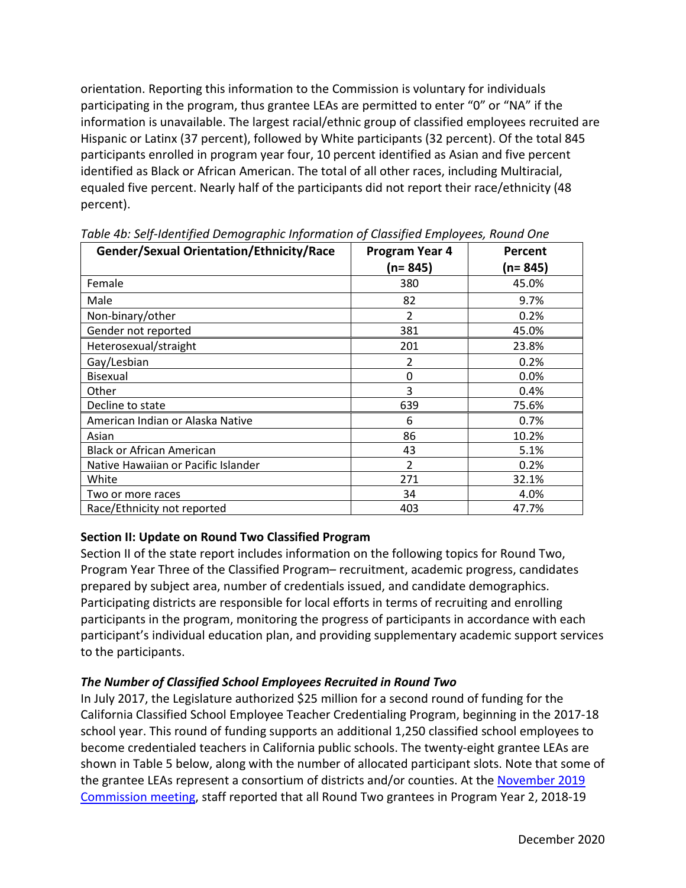orientation. Reporting this information to the Commission is voluntary for individuals participating in the program, thus grantee LEAs are permitted to enter "0" or "NA" if the information is unavailable. The largest racial/ethnic group of classified employees recruited are Hispanic or Latinx (37 percent), followed by White participants (32 percent). Of the total 845 participants enrolled in program year four, 10 percent identified as Asian and five percent identified as Black or African American. The total of all other races, including Multiracial, equaled five percent. Nearly half of the participants did not report their race/ethnicity (48 percent).

*Table 4b: Self-Identified Demographic Information of Classified Employees, Round One*

| Gender/Sexual Orientation/Ethnicity/Race | Program Year 4 (n= 845) | Percent (n= 845) |
|---|---|---|
| Female | 380 | 45.0% |
| Male | 82 | 9.7% |
| Non-binary/other | 2 | 0.2% |
| Gender not reported | 381 | 45.0% |
| Heterosexual/straight | 201 | 23.8% |
| Gay/Lesbian | 2 | 0.2% |
| Bisexual | 0 | 0.0% |
| Other | 3 | 0.4% |
| Decline to state | 639 | 75.6% |
| American Indian or Alaska Native | 6 | 0.7% |
| Asian | 86 | 10.2% |
| Black or African American | 43 | 5.1% |
| Native Hawaiian or Pacific Islander | 2 | 0.2% |
| White | 271 | 32.1% |
| Two or more races | 34 | 4.0% |
| Race/Ethnicity not reported | 403 | 47.7% |

### Section II: Update on Round Two Classified Program

Section II of the state report includes information on the following topics for Round Two, Program Year Three of the Classified Program– recruitment, academic progress, candidates prepared by subject area, number of credentials issued, and candidate demographics. Participating districts are responsible for local efforts in terms of recruiting and enrolling participants in the program, monitoring the progress of participants in accordance with each participant's individual education plan, and providing supplementary academic support services to the participants.

#### *The Number of Classified School Employees Recruited in Round Two*

In July 2017, the Legislature authorized $25 million for a second round of funding for the California Classified School Employee Teacher Credentialing Program, beginning in the 2017-18 school year. This round of funding supports an additional 1,250 classified school employees to become credentialed teachers in California public schools. The twenty-eight grantee LEAs are shown in Table 5 below, along with the number of allocated participant slots. Note that some of the grantee LEAs represent a consortium of districts and/or counties. At the November 2019 Commission meeting, staff reported that all Round Two grantees in Program Year 2, 2018-19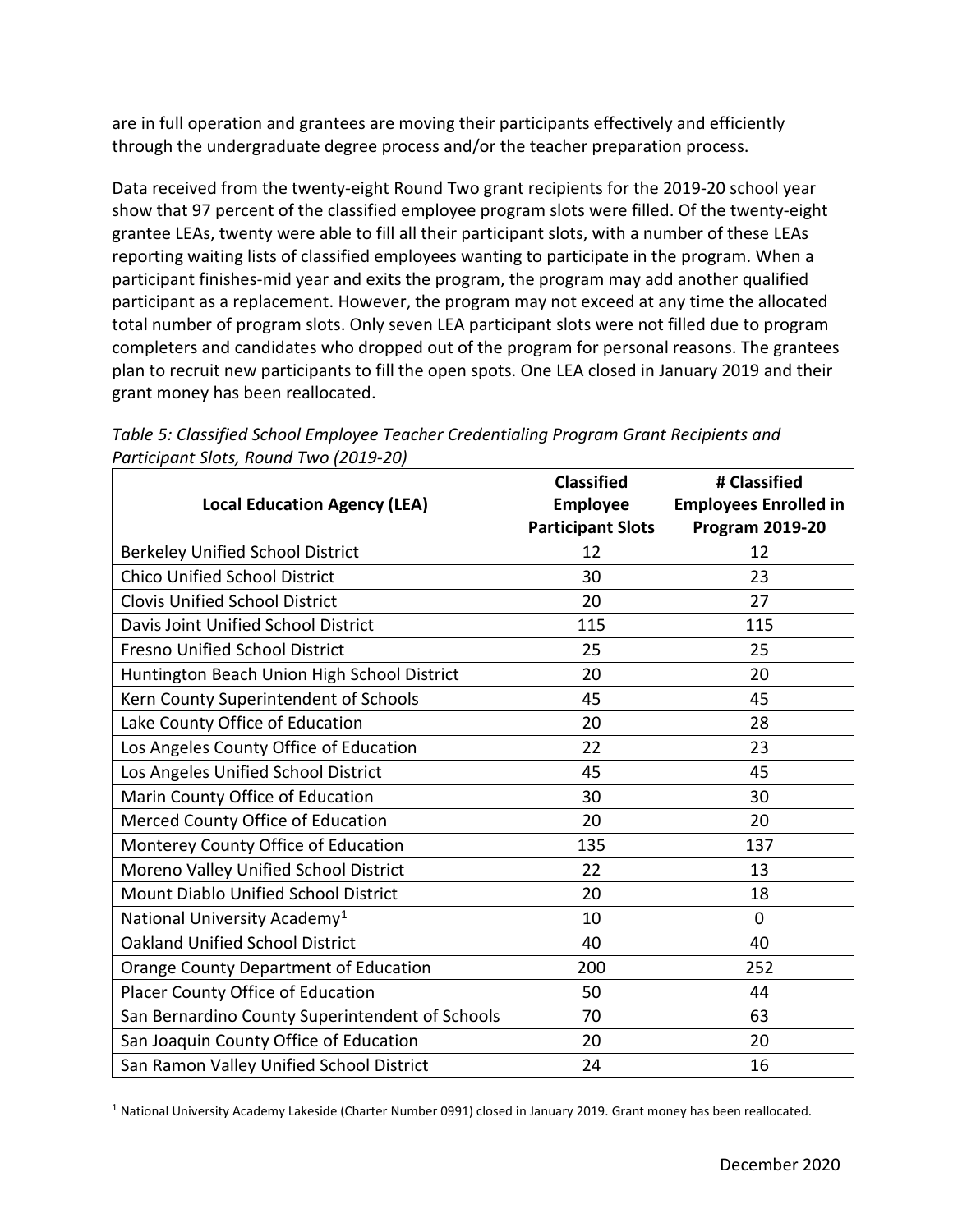are in full operation and grantees are moving their participants effectively and efficiently through the undergraduate degree process and/or the teacher preparation process.

Data received from the twenty-eight Round Two grant recipients for the 2019-20 school year show that 97 percent of the classified employee program slots were filled. Of the twenty-eight grantee LEAs, twenty were able to fill all their participant slots, with a number of these LEAs reporting waiting lists of classified employees wanting to participate in the program. When a participant finishes-mid year and exits the program, the program may add another qualified participant as a replacement. However, the program may not exceed at any time the allocated total number of program slots. Only seven LEA participant slots were not filled due to program completers and candidates who dropped out of the program for personal reasons. The grantees plan to recruit new participants to fill the open spots. One LEA closed in January 2019 and their grant money has been reallocated.

*Table 5: Classified School Employee Teacher Credentialing Program Grant Recipients and Participant Slots, Round Two (2019-20)*

| Local Education Agency (LEA) | Classified Employee Participant Slots | # Classified Employees Enrolled in Program 2019-20 |
|---|---|---|
| Berkeley Unified School District | 12 | 12 |
| Chico Unified School District | 30 | 23 |
| Clovis Unified School District | 20 | 27 |
| Davis Joint Unified School District | 115 | 115 |
| Fresno Unified School District | 25 | 25 |
| Huntington Beach Union High School District | 20 | 20 |
| Kern County Superintendent of Schools | 45 | 45 |
| Lake County Office of Education | 20 | 28 |
| Los Angeles County Office of Education | 22 | 23 |
| Los Angeles Unified School District | 45 | 45 |
| Marin County Office of Education | 30 | 30 |
| Merced County Office of Education | 20 | 20 |
| Monterey County Office of Education | 135 | 137 |
| Moreno Valley Unified School District | 22 | 13 |
| Mount Diablo Unified School District | 20 | 18 |
| National University Academy[1] | 10 | 0 |
| Oakland Unified School District | 40 | 40 |
| Orange County Department of Education | 200 | 252 |
| Placer County Office of Education | 50 | 44 |
| San Bernardino County Superintendent of Schools | 70 | 63 |
| San Joaquin County Office of Education | 20 | 20 |
| San Ramon Valley Unified School District | 24 | 16 |

[1] National University Academy Lakeside (Charter Number 0991) closed in January 2019. Grant money has been reallocated.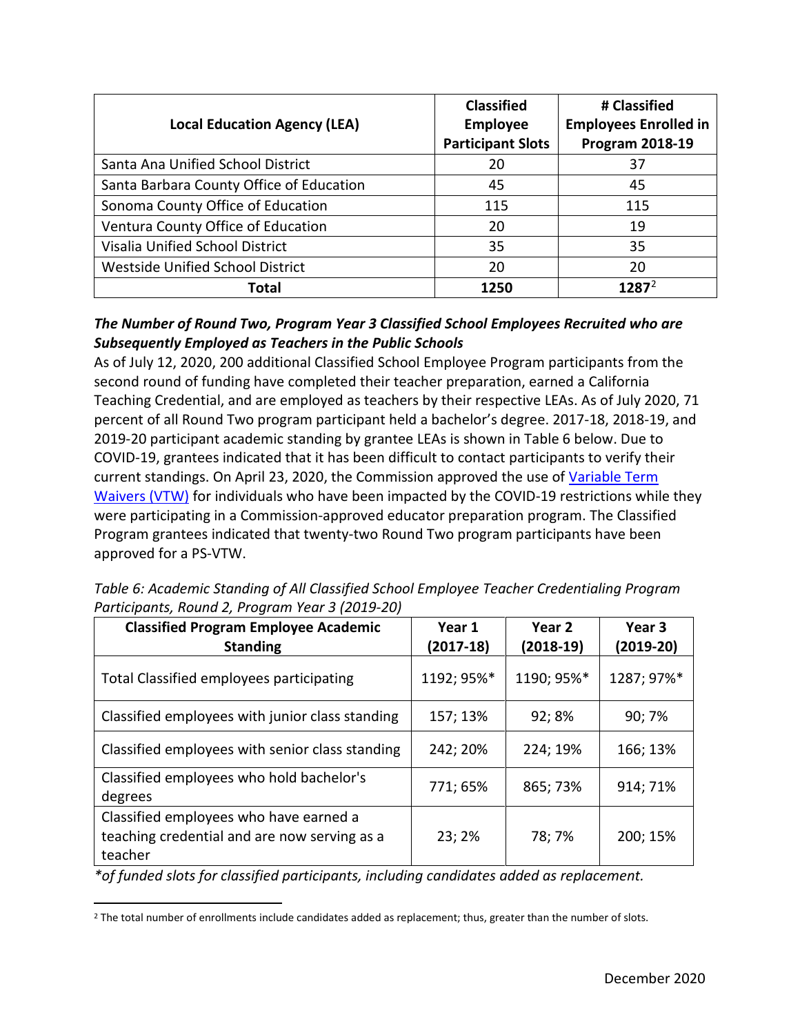| Local Education Agency (LEA) | Classified Employee Participant Slots | # Classified Employees Enrolled in Program 2018-19 |
|---|---|---|
| Santa Ana Unified School District | 20 | 37 |
| Santa Barbara County Office of Education | 45 | 45 |
| Sonoma County Office of Education | 115 | 115 |
| Ventura County Office of Education | 20 | 19 |
| Visalia Unified School District | 35 | 35 |
| Westside Unified School District | 20 | 20 |
| **Total** | **1250** | **1287**[2] |

***The Number of Round Two, Program Year 3 Classified School Employees Recruited who are Subsequently Employed as Teachers in the Public Schools***

As of July 12, 2020, 200 additional Classified School Employee Program participants from the second round of funding have completed their teacher preparation, earned a California Teaching Credential, and are employed as teachers by their respective LEAs. As of July 2020, 71 percent of all Round Two program participant held a bachelor's degree. 2017-18, 2018-19, and 2019-20 participant academic standing by grantee LEAs is shown in Table 6 below. Due to COVID-19, grantees indicated that it has been difficult to contact participants to verify their current standings. On April 23, 2020, the Commission approved the use of Variable Term Waivers (VTW) for individuals who have been impacted by the COVID-19 restrictions while they were participating in a Commission-approved educator preparation program. The Classified Program grantees indicated that twenty-two Round Two program participants have been approved for a PS-VTW.

*Table 6: Academic Standing of All Classified School Employee Teacher Credentialing Program Participants, Round 2, Program Year 3 (2019-20)*

| Classified Program Employee Academic Standing | Year 1 (2017-18) | Year 2 (2018-19) | Year 3 (2019-20) |
|---|---|---|---|
| Total Classified employees participating | 1192; 95%* | 1190; 95%* | 1287; 97%* |
| Classified employees with junior class standing | 157; 13% | 92; 8% | 90; 7% |
| Classified employees with senior class standing | 242; 20% | 224; 19% | 166; 13% |
| Classified employees who hold bachelor's degrees | 771; 65% | 865; 73% | 914; 71% |
| Classified employees who have earned a teaching credential and are now serving as a teacher | 23; 2% | 78; 7% | 200; 15% |

*\*of funded slots for classified participants, including candidates added as replacement.*

[2] The total number of enrollments include candidates added as replacement; thus, greater than the number of slots.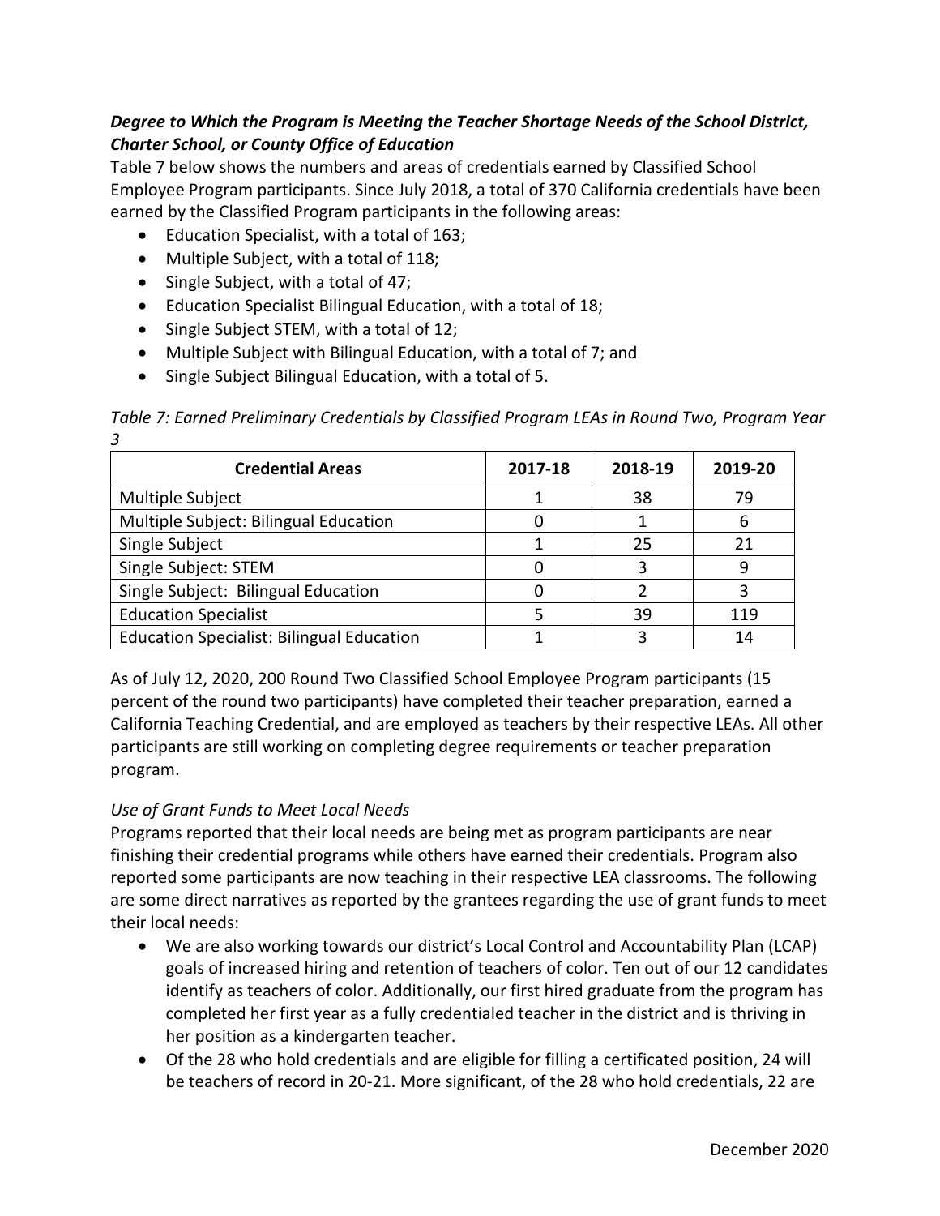### *Degree to Which the Program is Meeting the Teacher Shortage Needs of the School District, Charter School, or County Office of Education*

Table 7 below shows the numbers and areas of credentials earned by Classified School Employee Program participants. Since July 2018, a total of 370 California credentials have been earned by the Classified Program participants in the following areas:

- Education Specialist, with a total of 163;
- Multiple Subject, with a total of 118;
- Single Subject, with a total of 47;
- Education Specialist Bilingual Education, with a total of 18;
- Single Subject STEM, with a total of 12;
- Multiple Subject with Bilingual Education, with a total of 7; and
- Single Subject Bilingual Education, with a total of 5.

*Table 7: Earned Preliminary Credentials by Classified Program LEAs in Round Two, Program Year 3*

| Credential Areas | 2017-18 | 2018-19 | 2019-20 |
|---|---|---|---|
| Multiple Subject | 1 | 38 | 79 |
| Multiple Subject: Bilingual Education | 0 | 1 | 6 |
| Single Subject | 1 | 25 | 21 |
| Single Subject: STEM | 0 | 3 | 9 |
| Single Subject: Bilingual Education | 0 | 2 | 3 |
| Education Specialist | 5 | 39 | 119 |
| Education Specialist: Bilingual Education | 1 | 3 | 14 |

As of July 12, 2020, 200 Round Two Classified School Employee Program participants (15 percent of the round two participants) have completed their teacher preparation, earned a California Teaching Credential, and are employed as teachers by their respective LEAs. All other participants are still working on completing degree requirements or teacher preparation program.

#### *Use of Grant Funds to Meet Local Needs*

Programs reported that their local needs are being met as program participants are near finishing their credential programs while others have earned their credentials. Program also reported some participants are now teaching in their respective LEA classrooms. The following are some direct narratives as reported by the grantees regarding the use of grant funds to meet their local needs:

- We are also working towards our district's Local Control and Accountability Plan (LCAP) goals of increased hiring and retention of teachers of color. Ten out of our 12 candidates identify as teachers of color. Additionally, our first hired graduate from the program has completed her first year as a fully credentialed teacher in the district and is thriving in her position as a kindergarten teacher.
- Of the 28 who hold credentials and are eligible for filling a certificated position, 24 will be teachers of record in 20-21. More significant, of the 28 who hold credentials, 22 are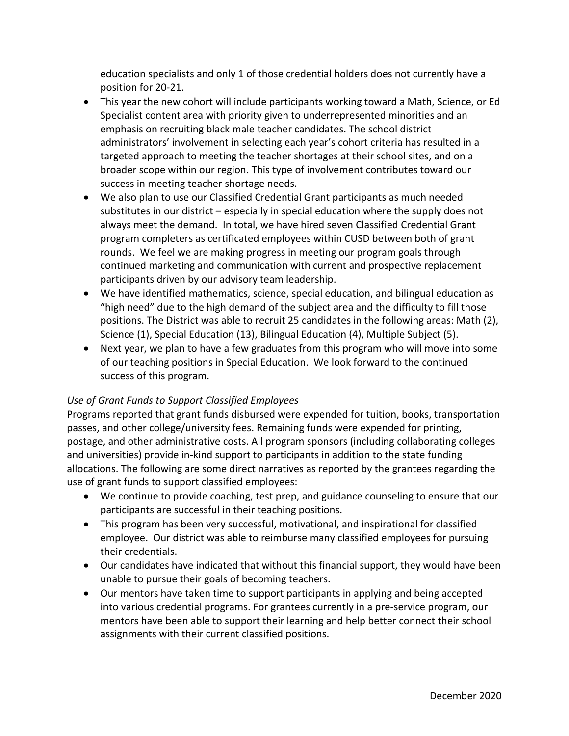education specialists and only 1 of those credential holders does not currently have a position for 20-21.

- This year the new cohort will include participants working toward a Math, Science, or Ed Specialist content area with priority given to underrepresented minorities and an emphasis on recruiting black male teacher candidates. The school district administrators' involvement in selecting each year's cohort criteria has resulted in a targeted approach to meeting the teacher shortages at their school sites, and on a broader scope within our region. This type of involvement contributes toward our success in meeting teacher shortage needs.
- We also plan to use our Classified Credential Grant participants as much needed substitutes in our district – especially in special education where the supply does not always meet the demand. In total, we have hired seven Classified Credential Grant program completers as certificated employees within CUSD between both of grant rounds. We feel we are making progress in meeting our program goals through continued marketing and communication with current and prospective replacement participants driven by our advisory team leadership.
- We have identified mathematics, science, special education, and bilingual education as "high need" due to the high demand of the subject area and the difficulty to fill those positions. The District was able to recruit 25 candidates in the following areas: Math (2), Science (1), Special Education (13), Bilingual Education (4), Multiple Subject (5).
- Next year, we plan to have a few graduates from this program who will move into some of our teaching positions in Special Education. We look forward to the continued success of this program.

*Use of Grant Funds to Support Classified Employees*

Programs reported that grant funds disbursed were expended for tuition, books, transportation passes, and other college/university fees. Remaining funds were expended for printing, postage, and other administrative costs. All program sponsors (including collaborating colleges and universities) provide in-kind support to participants in addition to the state funding allocations. The following are some direct narratives as reported by the grantees regarding the use of grant funds to support classified employees:

- We continue to provide coaching, test prep, and guidance counseling to ensure that our participants are successful in their teaching positions.
- This program has been very successful, motivational, and inspirational for classified employee. Our district was able to reimburse many classified employees for pursuing their credentials.
- Our candidates have indicated that without this financial support, they would have been unable to pursue their goals of becoming teachers.
- Our mentors have taken time to support participants in applying and being accepted into various credential programs. For grantees currently in a pre-service program, our mentors have been able to support their learning and help better connect their school assignments with their current classified positions.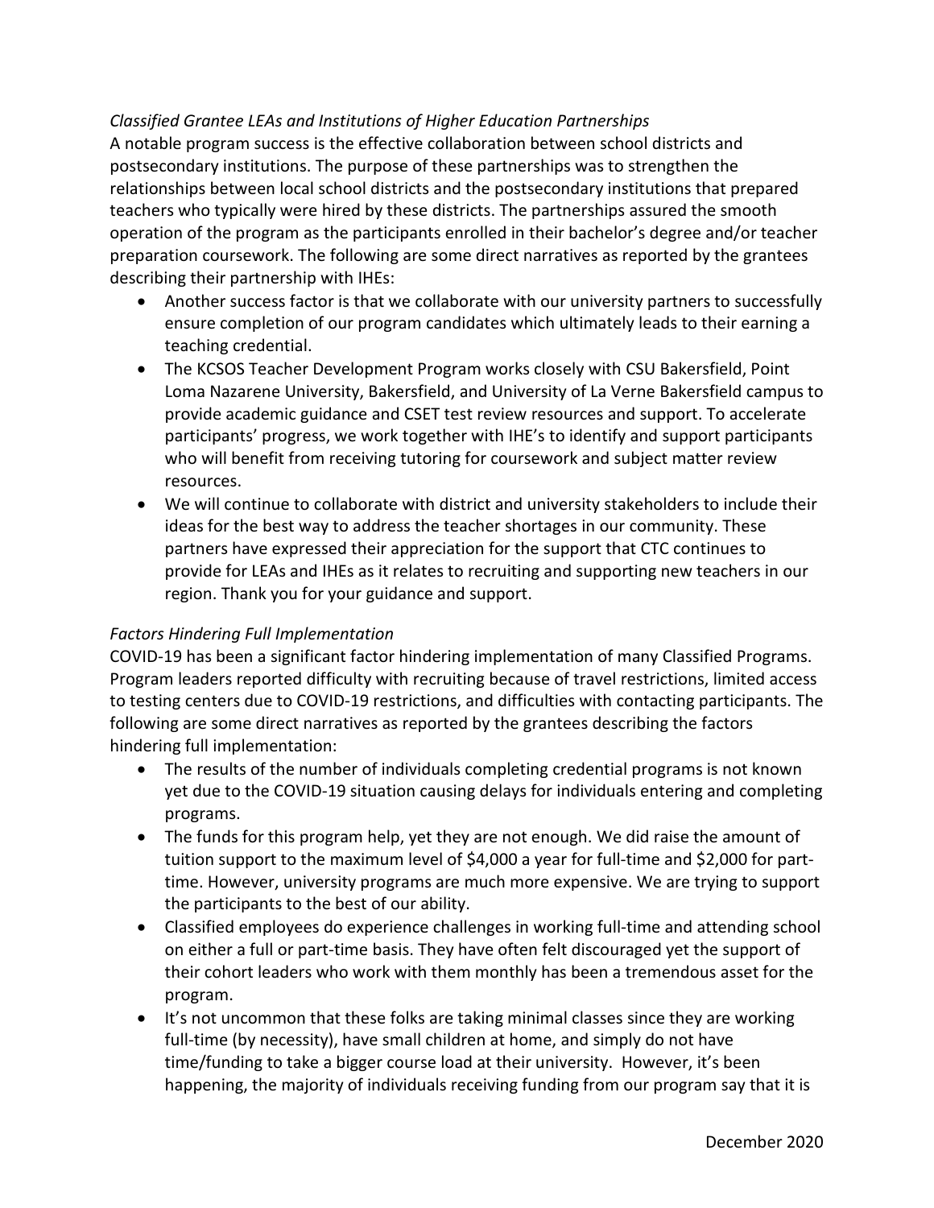*Classified Grantee LEAs and Institutions of Higher Education Partnerships*

A notable program success is the effective collaboration between school districts and postsecondary institutions. The purpose of these partnerships was to strengthen the relationships between local school districts and the postsecondary institutions that prepared teachers who typically were hired by these districts. The partnerships assured the smooth operation of the program as the participants enrolled in their bachelor's degree and/or teacher preparation coursework. The following are some direct narratives as reported by the grantees describing their partnership with IHEs:

- Another success factor is that we collaborate with our university partners to successfully ensure completion of our program candidates which ultimately leads to their earning a teaching credential.
- The KCSOS Teacher Development Program works closely with CSU Bakersfield, Point Loma Nazarene University, Bakersfield, and University of La Verne Bakersfield campus to provide academic guidance and CSET test review resources and support. To accelerate participants' progress, we work together with IHE's to identify and support participants who will benefit from receiving tutoring for coursework and subject matter review resources.
- We will continue to collaborate with district and university stakeholders to include their ideas for the best way to address the teacher shortages in our community. These partners have expressed their appreciation for the support that CTC continues to provide for LEAs and IHEs as it relates to recruiting and supporting new teachers in our region. Thank you for your guidance and support.

*Factors Hindering Full Implementation*

COVID-19 has been a significant factor hindering implementation of many Classified Programs. Program leaders reported difficulty with recruiting because of travel restrictions, limited access to testing centers due to COVID-19 restrictions, and difficulties with contacting participants. The following are some direct narratives as reported by the grantees describing the factors hindering full implementation:

- The results of the number of individuals completing credential programs is not known yet due to the COVID-19 situation causing delays for individuals entering and completing programs.
- The funds for this program help, yet they are not enough. We did raise the amount of tuition support to the maximum level of $4,000 a year for full-time and $2,000 for part-time. However, university programs are much more expensive. We are trying to support the participants to the best of our ability.
- Classified employees do experience challenges in working full-time and attending school on either a full or part-time basis. They have often felt discouraged yet the support of their cohort leaders who work with them monthly has been a tremendous asset for the program.
- It's not uncommon that these folks are taking minimal classes since they are working full-time (by necessity), have small children at home, and simply do not have time/funding to take a bigger course load at their university. However, it's been happening, the majority of individuals receiving funding from our program say that it is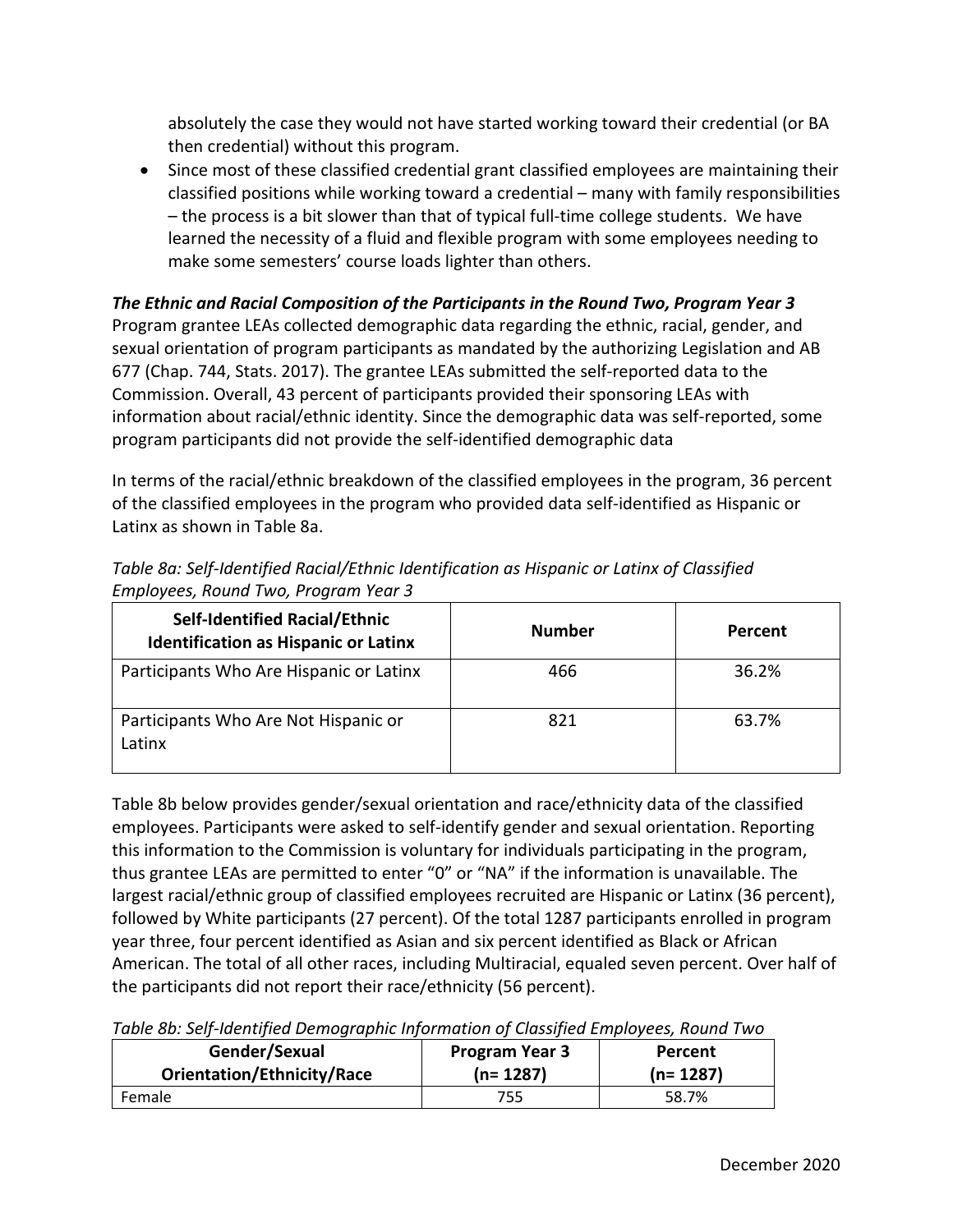absolutely the case they would not have started working toward their credential (or BA then credential) without this program.

- Since most of these classified credential grant classified employees are maintaining their classified positions while working toward a credential – many with family responsibilities – the process is a bit slower than that of typical full-time college students. We have learned the necessity of a fluid and flexible program with some employees needing to make some semesters' course loads lighter than others.

***The Ethnic and Racial Composition of the Participants in the Round Two, Program Year 3***

Program grantee LEAs collected demographic data regarding the ethnic, racial, gender, and sexual orientation of program participants as mandated by the authorizing Legislation and AB 677 (Chap. 744, Stats. 2017). The grantee LEAs submitted the self-reported data to the Commission. Overall, 43 percent of participants provided their sponsoring LEAs with information about racial/ethnic identity. Since the demographic data was self-reported, some program participants did not provide the self-identified demographic data

In terms of the racial/ethnic breakdown of the classified employees in the program, 36 percent of the classified employees in the program who provided data self-identified as Hispanic or Latinx as shown in Table 8a.

*Table 8a: Self-Identified Racial/Ethnic Identification as Hispanic or Latinx of Classified Employees, Round Two, Program Year 3*

| Self-Identified Racial/Ethnic Identification as Hispanic or Latinx | Number | Percent |
|---|---|---|
| Participants Who Are Hispanic or Latinx | 466 | 36.2% |
| Participants Who Are Not Hispanic or Latinx | 821 | 63.7% |

Table 8b below provides gender/sexual orientation and race/ethnicity data of the classified employees. Participants were asked to self-identify gender and sexual orientation. Reporting this information to the Commission is voluntary for individuals participating in the program, thus grantee LEAs are permitted to enter "0" or "NA" if the information is unavailable. The largest racial/ethnic group of classified employees recruited are Hispanic or Latinx (36 percent), followed by White participants (27 percent). Of the total 1287 participants enrolled in program year three, four percent identified as Asian and six percent identified as Black or African American. The total of all other races, including Multiracial, equaled seven percent. Over half of the participants did not report their race/ethnicity (56 percent).

*Table 8b: Self-Identified Demographic Information of Classified Employees, Round Two*

| Gender/Sexual Orientation/Ethnicity/Race | Program Year 3 (n= 1287) | Percent (n= 1287) |
|---|---|---|
| Female | 755 | 58.7% |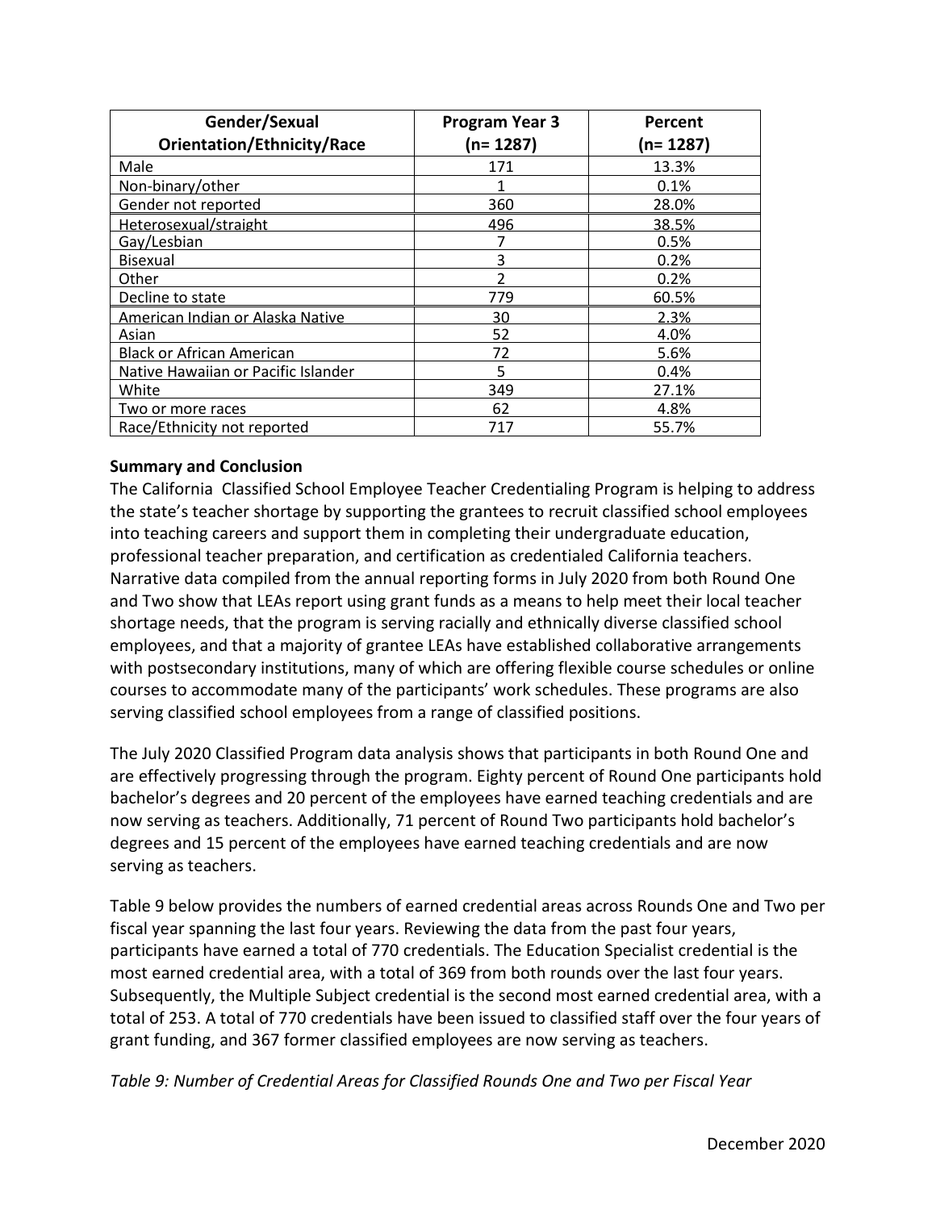| Gender/Sexual Orientation/Ethnicity/Race | Program Year 3 (n= 1287) | Percent (n= 1287) |
|---|---|---|
| Male | 171 | 13.3% |
| Non-binary/other | 1 | 0.1% |
| Gender not reported | 360 | 28.0% |
| Heterosexual/straight | 496 | 38.5% |
| Gay/Lesbian | 7 | 0.5% |
| Bisexual | 3 | 0.2% |
| Other | 2 | 0.2% |
| Decline to state | 779 | 60.5% |
| American Indian or Alaska Native | 30 | 2.3% |
| Asian | 52 | 4.0% |
| Black or African American | 72 | 5.6% |
| Native Hawaiian or Pacific Islander | 5 | 0.4% |
| White | 349 | 27.1% |
| Two or more races | 62 | 4.8% |
| Race/Ethnicity not reported | 717 | 55.7% |

**Summary and Conclusion**

The California Classified School Employee Teacher Credentialing Program is helping to address the state's teacher shortage by supporting the grantees to recruit classified school employees into teaching careers and support them in completing their undergraduate education, professional teacher preparation, and certification as credentialed California teachers. Narrative data compiled from the annual reporting forms in July 2020 from both Round One and Two show that LEAs report using grant funds as a means to help meet their local teacher shortage needs, that the program is serving racially and ethnically diverse classified school employees, and that a majority of grantee LEAs have established collaborative arrangements with postsecondary institutions, many of which are offering flexible course schedules or online courses to accommodate many of the participants' work schedules. These programs are also serving classified school employees from a range of classified positions.

The July 2020 Classified Program data analysis shows that participants in both Round One and are effectively progressing through the program. Eighty percent of Round One participants hold bachelor's degrees and 20 percent of the employees have earned teaching credentials and are now serving as teachers. Additionally, 71 percent of Round Two participants hold bachelor's degrees and 15 percent of the employees have earned teaching credentials and are now serving as teachers.

Table 9 below provides the numbers of earned credential areas across Rounds One and Two per fiscal year spanning the last four years. Reviewing the data from the past four years, participants have earned a total of 770 credentials. The Education Specialist credential is the most earned credential area, with a total of 369 from both rounds over the last four years. Subsequently, the Multiple Subject credential is the second most earned credential area, with a total of 253. A total of 770 credentials have been issued to classified staff over the four years of grant funding, and 367 former classified employees are now serving as teachers.

*Table 9: Number of Credential Areas for Classified Rounds One and Two per Fiscal Year*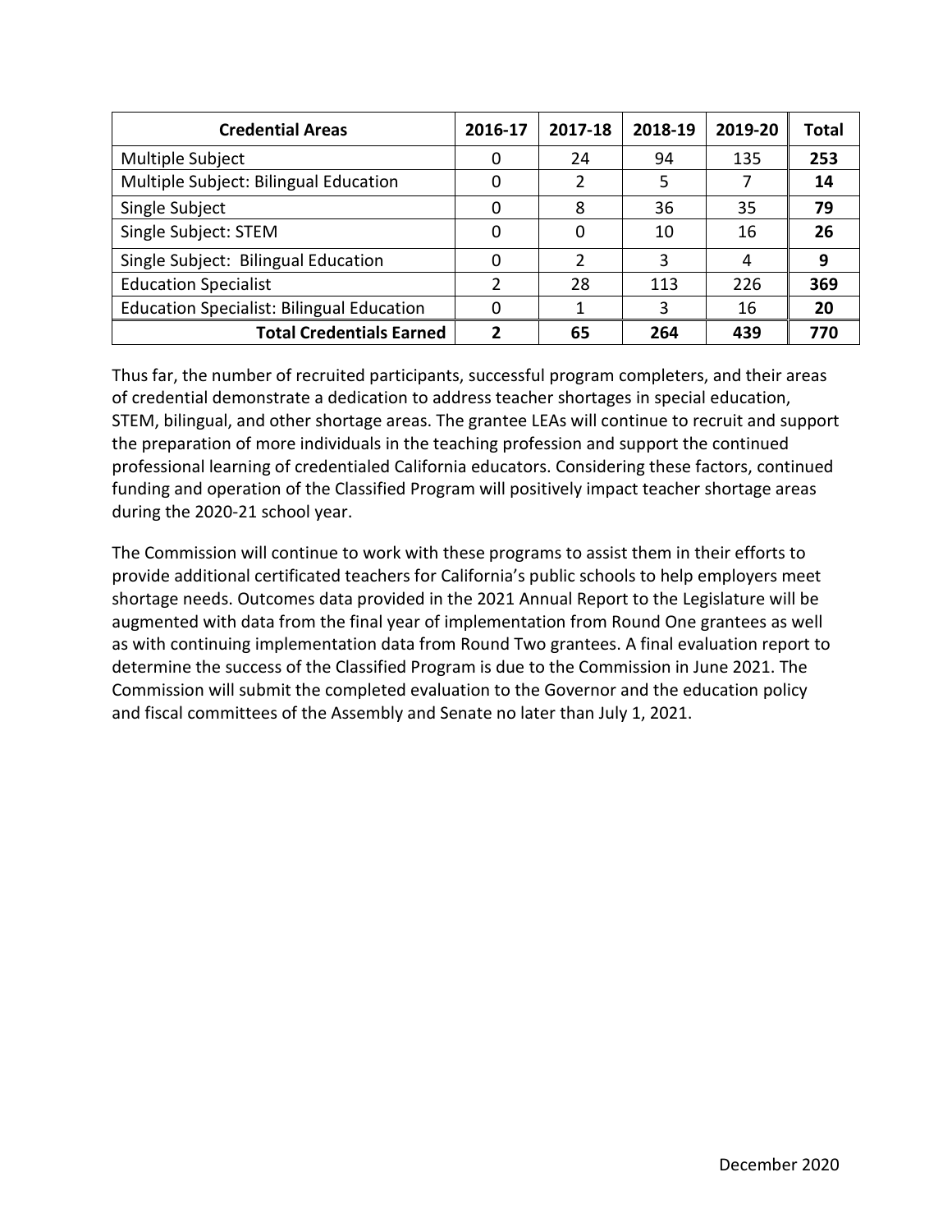| Credential Areas | 2016-17 | 2017-18 | 2018-19 | 2019-20 | Total |
|---|---|---|---|---|---|
| Multiple Subject | 0 | 24 | 94 | 135 | **253** |
| Multiple Subject: Bilingual Education | 0 | 2 | 5 | 7 | **14** |
| Single Subject | 0 | 8 | 36 | 35 | **79** |
| Single Subject: STEM | 0 | 0 | 10 | 16 | **26** |
| Single Subject: Bilingual Education | 0 | 2 | 3 | 4 | **9** |
| Education Specialist | 2 | 28 | 113 | 226 | **369** |
| Education Specialist: Bilingual Education | 0 | 1 | 3 | 16 | **20** |
| **Total Credentials Earned** | **2** | **65** | **264** | **439** | **770** |

Thus far, the number of recruited participants, successful program completers, and their areas of credential demonstrate a dedication to address teacher shortages in special education, STEM, bilingual, and other shortage areas. The grantee LEAs will continue to recruit and support the preparation of more individuals in the teaching profession and support the continued professional learning of credentialed California educators. Considering these factors, continued funding and operation of the Classified Program will positively impact teacher shortage areas during the 2020-21 school year.

The Commission will continue to work with these programs to assist them in their efforts to provide additional certificated teachers for California's public schools to help employers meet shortage needs. Outcomes data provided in the 2021 Annual Report to the Legislature will be augmented with data from the final year of implementation from Round One grantees as well as with continuing implementation data from Round Two grantees. A final evaluation report to determine the success of the Classified Program is due to the Commission in June 2021. The Commission will submit the completed evaluation to the Governor and the education policy and fiscal committees of the Assembly and Senate no later than July 1, 2021.